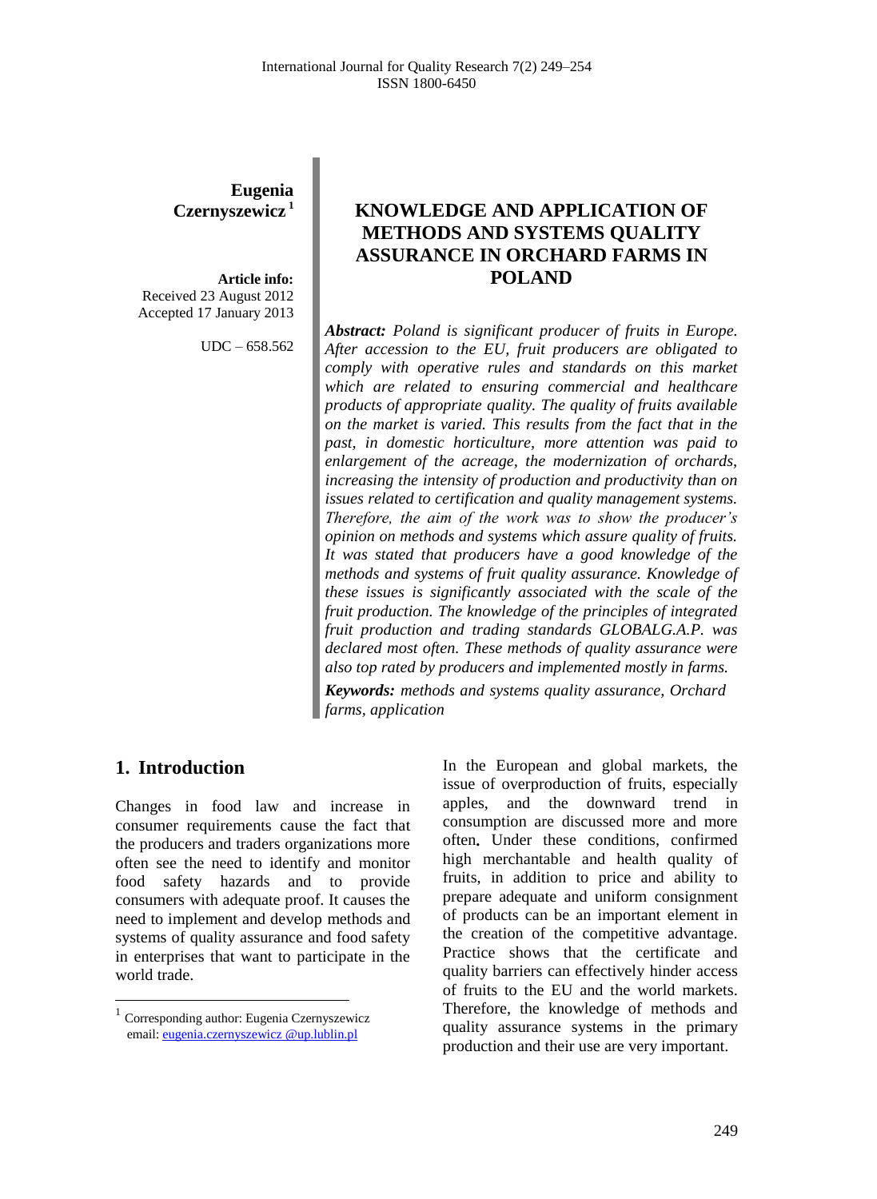**Eugenia Czernyszewicz** [1]

**Article info:**
Received 23 August 2012
Accepted 17 January 2013

UDC – 658.562

# KNOWLEDGE AND APPLICATION OF METHODS AND SYSTEMS QUALITY ASSURANCE IN ORCHARD FARMS IN POLAND

***Abstract:*** *Poland is significant producer of fruits in Europe. After accession to the EU, fruit producers are obligated to comply with operative rules and standards on this market which are related to ensuring commercial and healthcare products of appropriate quality. The quality of fruits available on the market is varied. This results from the fact that in the past, in domestic horticulture, more attention was paid to enlargement of the acreage, the modernization of orchards, increasing the intensity of production and productivity than on issues related to certification and quality management systems. Therefore, the aim of the work was to show the producer's opinion on methods and systems which assure quality of fruits. It was stated that producers have a good knowledge of the methods and systems of fruit quality assurance. Knowledge of these issues is significantly associated with the scale of the fruit production. The knowledge of the principles of integrated fruit production and trading standards GLOBALG.A.P. was declared most often. These methods of quality assurance were also top rated by producers and implemented mostly in farms.*

***Keywords:*** *methods and systems quality assurance, Orchard farms, application*

## 1. Introduction

Changes in food law and increase in consumer requirements cause the fact that the producers and traders organizations more often see the need to identify and monitor food safety hazards and to provide consumers with adequate proof. It causes the need to implement and develop methods and systems of quality assurance and food safety in enterprises that want to participate in the world trade.

In the European and global markets, the issue of overproduction of fruits, especially apples, and the downward trend in consumption are discussed more and more often**.** Under these conditions, confirmed high merchantable and health quality of fruits, in addition to price and ability to prepare adequate and uniform consignment of products can be an important element in the creation of the competitive advantage. Practice shows that the certificate and quality barriers can effectively hinder access of fruits to the EU and the world markets. Therefore, the knowledge of methods and quality assurance systems in the primary production and their use are very important.

[1] Corresponding author: Eugenia Czernyszewicz email: eugenia.czernyszewicz @up.lublin.pl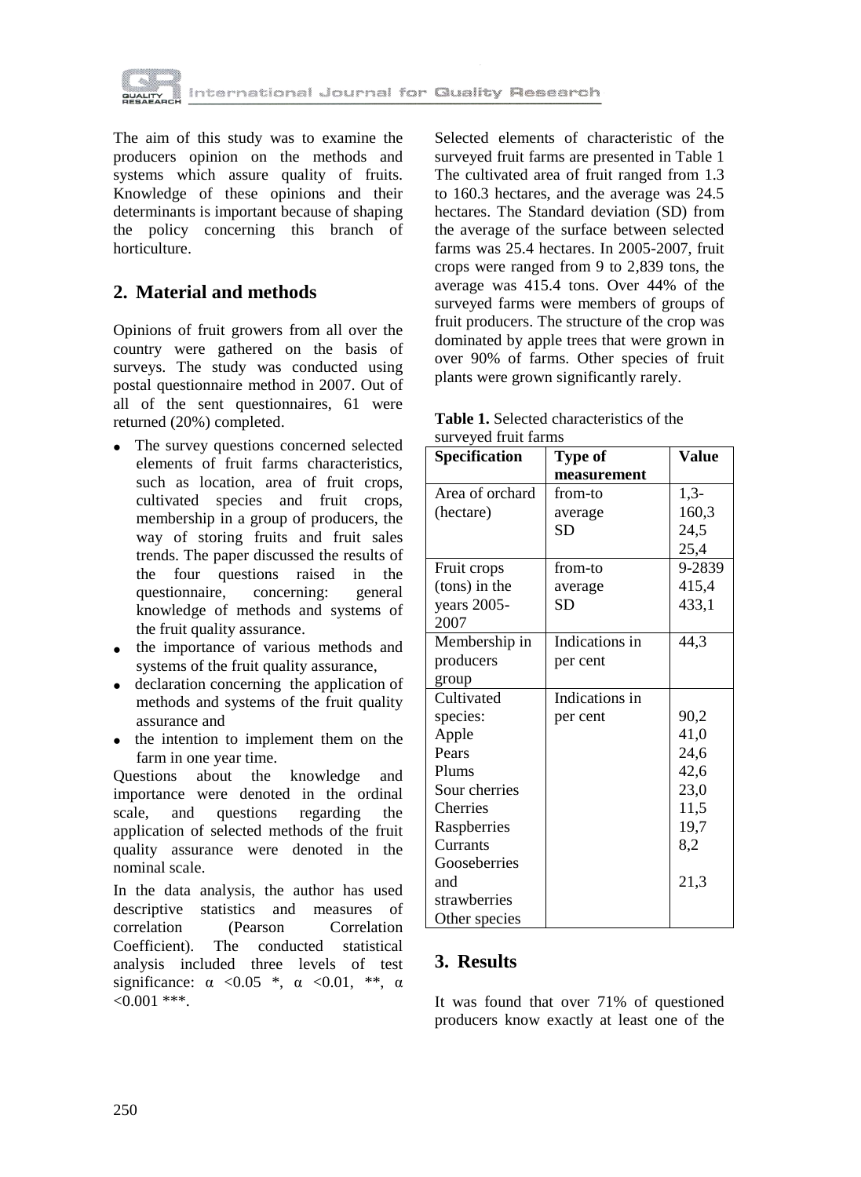The aim of this study was to examine the producers opinion on the methods and systems which assure quality of fruits. Knowledge of these opinions and their determinants is important because of shaping the policy concerning this branch of horticulture.

## 2. Material and methods

Opinions of fruit growers from all over the country were gathered on the basis of surveys. The study was conducted using postal questionnaire method in 2007. Out of all of the sent questionnaires, 61 were returned (20%) completed.

- The survey questions concerned selected elements of fruit farms characteristics, such as location, area of fruit crops, cultivated species and fruit crops, membership in a group of producers, the way of storing fruits and fruit sales trends. The paper discussed the results of the four questions raised in the questionnaire, concerning: general knowledge of methods and systems of the fruit quality assurance.
- the importance of various methods and systems of the fruit quality assurance,
- declaration concerning the application of methods and systems of the fruit quality assurance and
- the intention to implement them on the farm in one year time.

Questions about the knowledge and importance were denoted in the ordinal scale, and questions regarding the application of selected methods of the fruit quality assurance were denoted in the nominal scale.

In the data analysis, the author has used descriptive statistics and measures of correlation (Pearson Correlation Coefficient). The conducted statistical analysis included three levels of test significance: α <0.05 *, α <0.01, **, α <0.001 ***.

Selected elements of characteristic of the surveyed fruit farms are presented in Table 1 The cultivated area of fruit ranged from 1.3 to 160.3 hectares, and the average was 24.5 hectares. The Standard deviation (SD) from the average of the surface between selected farms was 25.4 hectares. In 2005-2007, fruit crops were ranged from 9 to 2,839 tons, the average was 415.4 tons. Over 44% of the surveyed farms were members of groups of fruit producers. The structure of the crop was dominated by apple trees that were grown in over 90% of farms. Other species of fruit plants were grown significantly rarely.

**Table 1.** Selected characteristics of the surveyed fruit farms

| Specification | Type of measurement | Value |
|---|---|---|
| Area of orchard (hectare) | from-to<br>average<br>SD | 1,3-160,3<br>24,5<br>25,4 |
| Fruit crops (tons) in the years 2005-2007 | from-to<br>average<br>SD | 9-2839<br>415,4<br>433,1 |
| Membership in producers group | Indications in per cent | 44,3 |
| Cultivated species: | Indications in per cent | |
| Apple | | 90,2 |
| Pears | | 41,0 |
| Plums | | 24,6 |
| Sour cherries | | 42,6 |
| Cherries | | 23,0 |
| Raspberries | | 11,5 |
| Currants | | 19,7 |
| Gooseberries | | 8,2 |
| and strawberries | | 21,3 |
| Other species | | |

## 3. Results

It was found that over 71% of questioned producers know exactly at least one of the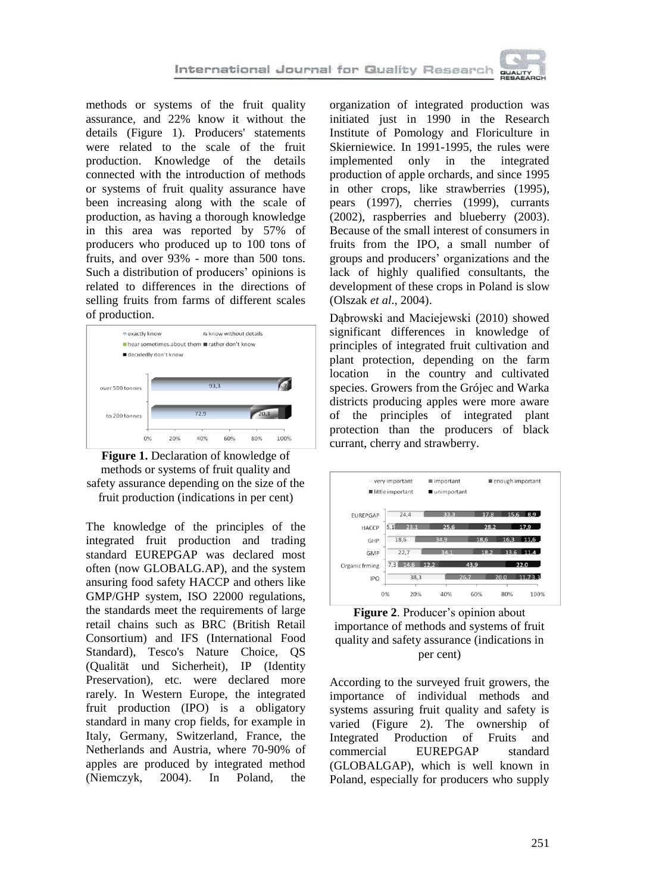methods or systems of the fruit quality assurance, and 22% know it without the details (Figure 1). Producers' statements were related to the scale of the fruit production. Knowledge of the details connected with the introduction of methods or systems of fruit quality assurance have been increasing along with the scale of production, as having a thorough knowledge in this area was reported by 57% of producers who produced up to 100 tons of fruits, and over 93% - more than 500 tons. Such a distribution of producers' opinions is related to differences in the directions of selling fruits from farms of different scales of production.

**Figure 1.** Declaration of knowledge of methods or systems of fruit quality and safety assurance depending on the size of the fruit production (indications in per cent)

The knowledge of the principles of the integrated fruit production and trading standard EUREPGAP was declared most often (now GLOBALG.AP), and the system ansuring food safety HACCP and others like GMP/GHP system, ISO 22000 regulations, the standards meet the requirements of large retail chains such as BRC (British Retail Consortium) and IFS (International Food Standard), Tesco's Nature Choice, QS (Qualität und Sicherheit), IP (Identity Preservation), etc. were declared more rarely. In Western Europe, the integrated fruit production (IPO) is a obligatory standard in many crop fields, for example in Italy, Germany, Switzerland, France, the Netherlands and Austria, where 70-90% of apples are produced by integrated method (Niemczyk, 2004). In Poland, the organization of integrated production was initiated just in 1990 in the Research Institute of Pomology and Floriculture in Skierniewice. In 1991-1995, the rules were implemented only in the integrated production of apple orchards, and since 1995 in other crops, like strawberries (1995), pears (1997), cherries (1999), currants (2002), raspberries and blueberry (2003). Because of the small interest of consumers in fruits from the IPO, a small number of groups and producers' organizations and the lack of highly qualified consultants, the development of these crops in Poland is slow (Olszak *et al*., 2004).

Dąbrowski and Maciejewski (2010) showed significant differences in knowledge of principles of integrated fruit cultivation and plant protection, depending on the farm location in the country and cultivated species. Growers from the Grójec and Warka districts producing apples were more aware of the principles of integrated plant protection than the producers of black currant, cherry and strawberry.

**Figure 2**. Producer's opinion about importance of methods and systems of fruit quality and safety assurance (indications in per cent)

According to the surveyed fruit growers, the importance of individual methods and systems assuring fruit quality and safety is varied (Figure 2). The ownership of Integrated Production of Fruits and commercial EUREPGAP standard (GLOBALGAP), which is well known in Poland, especially for producers who supply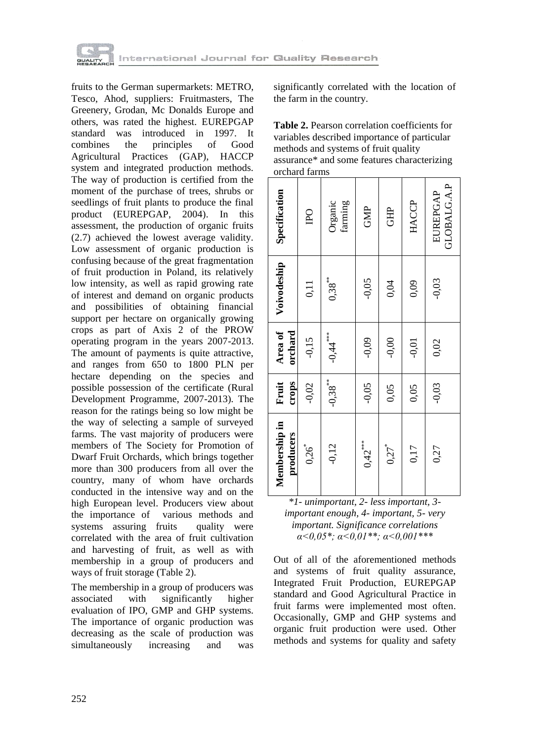fruits to the German supermarkets: METRO, Tesco, Ahod, suppliers: Fruitmasters, The Greenery, Grodan, Mc Donalds Europe and others, was rated the highest. EUREPGAP standard was introduced in 1997. It combines the principles of Good Agricultural Practices (GAP), HACCP system and integrated production methods. The way of production is certified from the moment of the purchase of trees, shrubs or seedlings of fruit plants to produce the final product (EUREPGAP, 2004). In this assessment, the production of organic fruits (2.7) achieved the lowest average validity. Low assessment of organic production is confusing because of the great fragmentation of fruit production in Poland, its relatively low intensity, as well as rapid growing rate of interest and demand on organic products and possibilities of obtaining financial support per hectare on organically growing crops as part of Axis 2 of the PROW operating program in the years 2007-2013. The amount of payments is quite attractive, and ranges from 650 to 1800 PLN per hectare depending on the species and possible possession of the certificate (Rural Development Programme, 2007-2013). The reason for the ratings being so low might be the way of selecting a sample of surveyed farms. The vast majority of producers were members of The Society for Promotion of Dwarf Fruit Orchards, which brings together more than 300 producers from all over the country, many of whom have orchards conducted in the intensive way and on the high European level. Producers view about the importance of various methods and systems assuring fruits quality were correlated with the area of fruit cultivation and harvesting of fruit, as well as with membership in a group of producers and ways of fruit storage (Table 2).

The membership in a group of producers was associated with significantly higher evaluation of IPO, GMP and GHP systems. The importance of organic production was decreasing as the scale of production was simultaneously increasing and was significantly correlated with the location of the farm in the country.

**Table 2.** Pearson correlation coefficients for variables described importance of particular methods and systems of fruit quality assurance* and some features characterizing orchard farms

| Specification | Voivodeship | Area of orchard | Fruit crops | Membership in producers |
|---|---|---|---|---|
| IPO | 0,11 | -0,15 | -0,02 | 0,26* |
| Organic farming | 0,38** | -0,44*** | -0,38** | -0,12 |
| GMP | -0,05 | -0,09 | -0,05 | 0,42*** |
| GHP | 0,04 | -0,00 | 0,05 | 0,27* |
| HACCP | 0,09 | -0,01 | 0,05 | 0,17 |
| EUREPGAP GLOBALG.A.P | -0,03 | 0,02 | -0,03 | 0,27 |

*\*1- unimportant, 2- less important, 3- important enough, 4- important, 5- very important. Significance correlations α<0,05\*; α<0,01\*\*; α<0,001\*\*\**

Out of all of the aforementioned methods and systems of fruit quality assurance, Integrated Fruit Production, EUREPGAP standard and Good Agricultural Practice in fruit farms were implemented most often. Occasionally, GMP and GHP systems and organic fruit production were used. Other methods and systems for quality and safety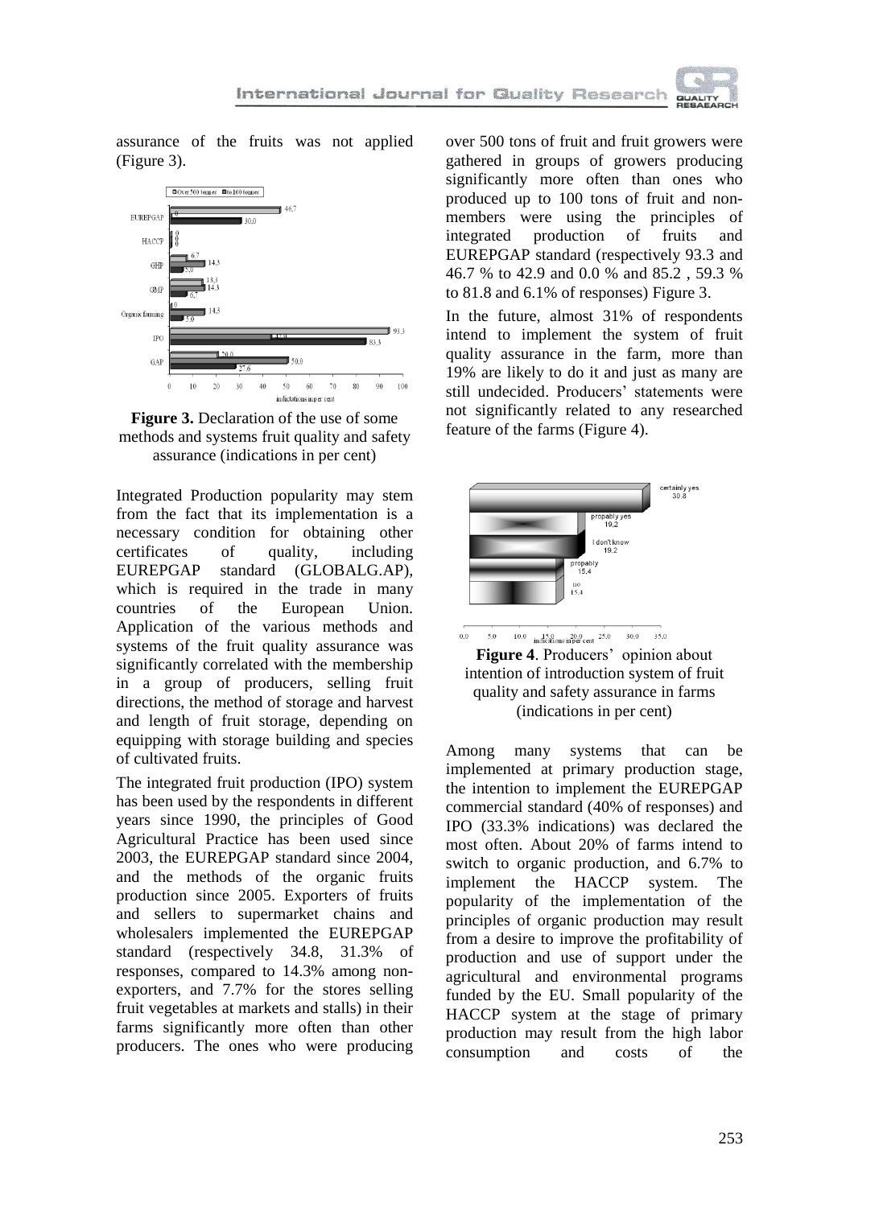assurance of the fruits was not applied (Figure 3).

**Figure 3.** Declaration of the use of some methods and systems fruit quality and safety assurance (indications in per cent)

Integrated Production popularity may stem from the fact that its implementation is a necessary condition for obtaining other certificates of quality, including EUREPGAP standard (GLOBALG.AP), which is required in the trade in many countries of the European Union. Application of the various methods and systems of the fruit quality assurance was significantly correlated with the membership in a group of producers, selling fruit directions, the method of storage and harvest and length of fruit storage, depending on equipping with storage building and species of cultivated fruits.

The integrated fruit production (IPO) system has been used by the respondents in different years since 1990, the principles of Good Agricultural Practice has been used since 2003, the EUREPGAP standard since 2004, and the methods of the organic fruits production since 2005. Exporters of fruits and sellers to supermarket chains and wholesalers implemented the EUREPGAP standard (respectively 34.8, 31.3% of responses, compared to 14.3% among non-exporters, and 7.7% for the stores selling fruit vegetables at markets and stalls) in their farms significantly more often than other producers. The ones who were producing over 500 tons of fruit and fruit growers were gathered in groups of growers producing significantly more often than ones who produced up to 100 tons of fruit and non-members were using the principles of integrated production of fruits and EUREPGAP standard (respectively 93.3 and 46.7 % to 42.9 and 0.0 % and 85.2 , 59.3 % to 81.8 and 6.1% of responses) Figure 3.

In the future, almost 31% of respondents intend to implement the system of fruit quality assurance in the farm, more than 19% are likely to do it and just as many are still undecided. Producers' statements were not significantly related to any researched feature of the farms (Figure 4).

**Figure 4**. Producers' opinion about intention of introduction system of fruit quality and safety assurance in farms (indications in per cent)

Among many systems that can be implemented at primary production stage, the intention to implement the EUREPGAP commercial standard (40% of responses) and IPO (33.3% indications) was declared the most often. About 20% of farms intend to switch to organic production, and 6.7% to implement the HACCP system. The popularity of the implementation of the principles of organic production may result from a desire to improve the profitability of production and use of support under the agricultural and environmental programs funded by the EU. Small popularity of the HACCP system at the stage of primary production may result from the high labor consumption and costs of the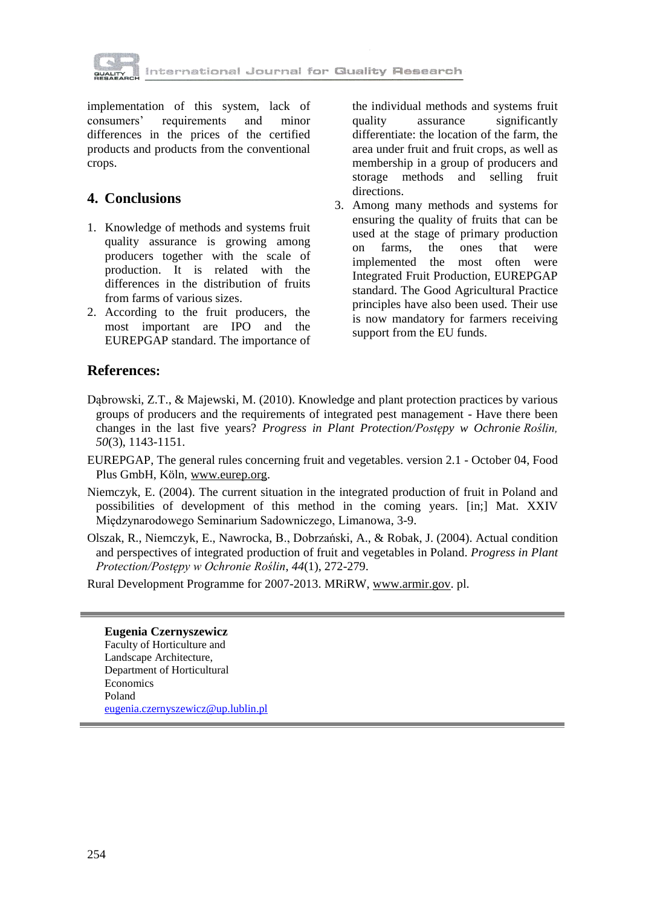implementation of this system, lack of consumers' requirements and minor differences in the prices of the certified products and products from the conventional crops.

## 4. Conclusions

1. Knowledge of methods and systems fruit quality assurance is growing among producers together with the scale of production. It is related with the differences in the distribution of fruits from farms of various sizes.
2. According to the fruit producers, the most important are IPO and the EUREPGAP standard. The importance of the individual methods and systems fruit quality assurance significantly differentiate: the location of the farm, the area under fruit and fruit crops, as well as membership in a group of producers and storage methods and selling fruit directions.
3. Among many methods and systems for ensuring the quality of fruits that can be used at the stage of primary production on farms, the ones that were implemented the most often were Integrated Fruit Production, EUREPGAP standard. The Good Agricultural Practice principles have also been used. Their use is now mandatory for farmers receiving support from the EU funds.

## References:

Dąbrowski, Z.T., & Majewski, M. (2010). Knowledge and plant protection practices by various groups of producers and the requirements of integrated pest management - Have there been changes in the last five years? *Progress in Plant Protection/Postępy w Ochronie Roślin, 50*(3), 1143-1151.

EUREPGAP, The general rules concerning fruit and vegetables. version 2.1 - October 04, Food Plus GmbH, Köln, www.eurep.org.

Niemczyk, E. (2004). The current situation in the integrated production of fruit in Poland and possibilities of development of this method in the coming years. [in;] Mat. XXIV Międzynarodowego Seminarium Sadowniczego, Limanowa, 3-9.

Olszak, R., Niemczyk, E., Nawrocka, B., Dobrzański, A., & Robak, J. (2004). Actual condition and perspectives of integrated production of fruit and vegetables in Poland. *Progress in Plant Protection/Postępy w Ochronie Roślin*, *44*(1), 272-279.

Rural Development Programme for 2007-2013. MRiRW, www.armir.gov. pl.

---

**Eugenia Czernyszewicz**
Faculty of Horticulture and Landscape Architecture,
Department of Horticultural Economics
Poland
eugenia.czernyszewicz@up.lublin.pl